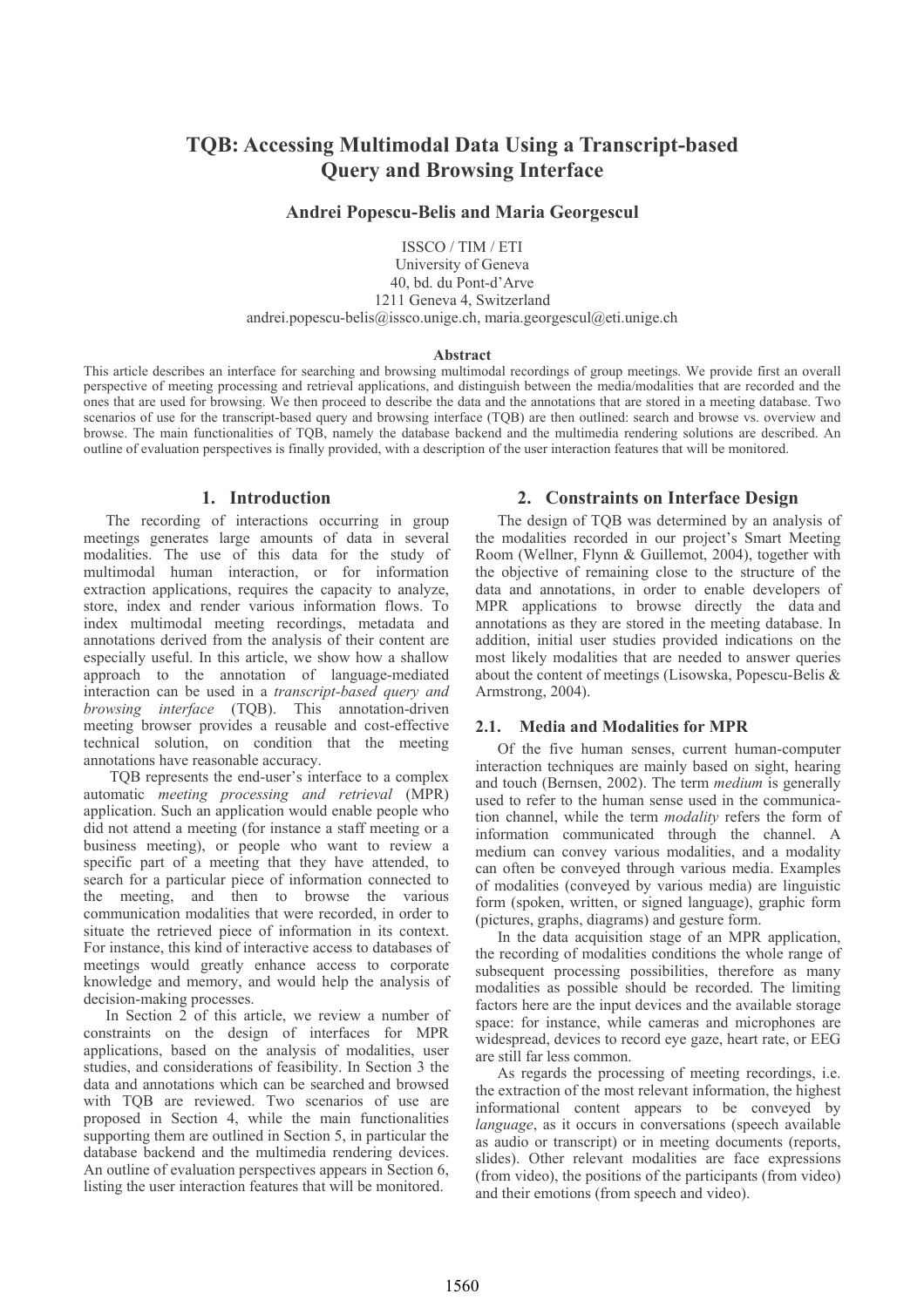# TQB: Accessing Multimodal Data Using a Transcript-based Query and Browsing Interface

**Andrei Popescu-Belis and Maria Georgescul**

ISSCO / TIM / ETI
University of Geneva
40, bd. du Pont-d'Arve
1211 Geneva 4, Switzerland
andrei.popescu-belis@issco.unige.ch, maria.georgescul@eti.unige.ch

**Abstract**

This article describes an interface for searching and browsing multimodal recordings of group meetings. We provide first an overall perspective of meeting processing and retrieval applications, and distinguish between the media/modalities that are recorded and the ones that are used for browsing. We then proceed to describe the data and the annotations that are stored in a meeting database. Two scenarios of use for the transcript-based query and browsing interface (TQB) are then outlined: search and browse vs. overview and browse. The main functionalities of TQB, namely the database backend and the multimedia rendering solutions are described. An outline of evaluation perspectives is finally provided, with a description of the user interaction features that will be monitored.

## 1. Introduction

The recording of interactions occurring in group meetings generates large amounts of data in several modalities. The use of this data for the study of multimodal human interaction, or for information extraction applications, requires the capacity to analyze, store, index and render various information flows. To index multimodal meeting recordings, metadata and annotations derived from the analysis of their content are especially useful. In this article, we show how a shallow approach to the annotation of language-mediated interaction can be used in a *transcript-based query and browsing interface* (TQB). This annotation-driven meeting browser provides a reusable and cost-effective technical solution, on condition that the meeting annotations have reasonable accuracy.

TQB represents the end-user's interface to a complex automatic *meeting processing and retrieval* (MPR) application. Such an application would enable people who did not attend a meeting (for instance a staff meeting or a business meeting), or people who want to review a specific part of a meeting that they have attended, to search for a particular piece of information connected to the meeting, and then to browse the various communication modalities that were recorded, in order to situate the retrieved piece of information in its context. For instance, this kind of interactive access to databases of meetings would greatly enhance access to corporate knowledge and memory, and would help the analysis of decision-making processes.

In Section 2 of this article, we review a number of constraints on the design of interfaces for MPR applications, based on the analysis of modalities, user studies, and considerations of feasibility. In Section 3 the data and annotations which can be searched and browsed with TQB are reviewed. Two scenarios of use are proposed in Section 4, while the main functionalities supporting them are outlined in Section 5, in particular the database backend and the multimedia rendering devices. An outline of evaluation perspectives appears in Section 6, listing the user interaction features that will be monitored.

## 2. Constraints on Interface Design

The design of TQB was determined by an analysis of the modalities recorded in our project's Smart Meeting Room (Wellner, Flynn & Guillemot, 2004), together with the objective of remaining close to the structure of the data and annotations, in order to enable developers of MPR applications to browse directly the data and annotations as they are stored in the meeting database. In addition, initial user studies provided indications on the most likely modalities that are needed to answer queries about the content of meetings (Lisowska, Popescu-Belis & Armstrong, 2004).

### 2.1. Media and Modalities for MPR

Of the five human senses, current human-computer interaction techniques are mainly based on sight, hearing and touch (Bernsen, 2002). The term *medium* is generally used to refer to the human sense used in the communication channel, while the term *modality* refers the form of information communicated through the channel. A medium can convey various modalities, and a modality can often be conveyed through various media. Examples of modalities (conveyed by various media) are linguistic form (spoken, written, or signed language), graphic form (pictures, graphs, diagrams) and gesture form.

In the data acquisition stage of an MPR application, the recording of modalities conditions the whole range of subsequent processing possibilities, therefore as many modalities as possible should be recorded. The limiting factors here are the input devices and the available storage space: for instance, while cameras and microphones are widespread, devices to record eye gaze, heart rate, or EEG are still far less common.

As regards the processing of meeting recordings, i.e. the extraction of the most relevant information, the highest informational content appears to be conveyed by *language*, as it occurs in conversations (speech available as audio or transcript) or in meeting documents (reports, slides). Other relevant modalities are face expressions (from video), the positions of the participants (from video) and their emotions (from speech and video).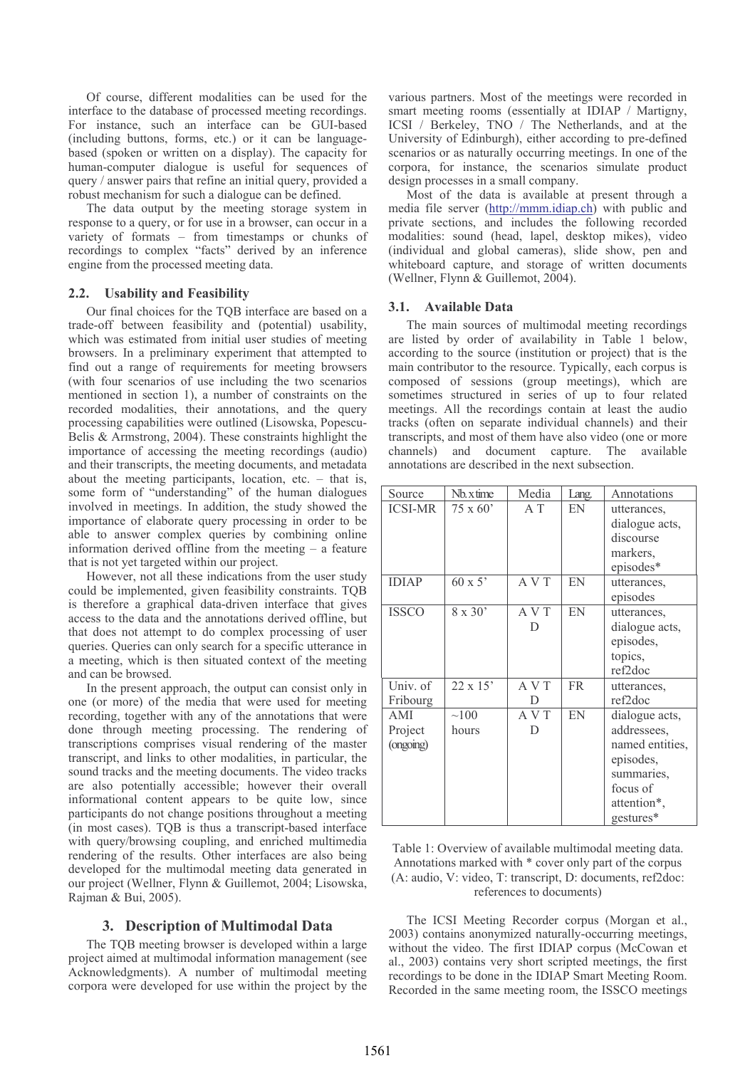Of course, different modalities can be used for the interface to the database of processed meeting recordings. For instance, such an interface can be GUI-based (including buttons, forms, etc.) or it can be language-based (spoken or written on a display). The capacity for human-computer dialogue is useful for sequences of query / answer pairs that refine an initial query, provided a robust mechanism for such a dialogue can be defined.

The data output by the meeting storage system in response to a query, or for use in a browser, can occur in a variety of formats – from timestamps or chunks of recordings to complex "facts" derived by an inference engine from the processed meeting data.

### 2.2. Usability and Feasibility

Our final choices for the TQB interface are based on a trade-off between feasibility and (potential) usability, which was estimated from initial user studies of meeting browsers. In a preliminary experiment that attempted to find out a range of requirements for meeting browsers (with four scenarios of use including the two scenarios mentioned in section 1), a number of constraints on the recorded modalities, their annotations, and the query processing capabilities were outlined (Lisowska, Popescu-Belis & Armstrong, 2004). These constraints highlight the importance of accessing the meeting recordings (audio) and their transcripts, the meeting documents, and metadata about the meeting participants, location, etc. – that is, some form of "understanding" of the human dialogues involved in meetings. In addition, the study showed the importance of elaborate query processing in order to be able to answer complex queries by combining online information derived offline from the meeting – a feature that is not yet targeted within our project.

However, not all these indications from the user study could be implemented, given feasibility constraints. TQB is therefore a graphical data-driven interface that gives access to the data and the annotations derived offline, but that does not attempt to do complex processing of user queries. Queries can only search for a specific utterance in a meeting, which is then situated context of the meeting and can be browsed.

In the present approach, the output can consist only in one (or more) of the media that were used for meeting recording, together with any of the annotations that were done through meeting processing. The rendering of transcriptions comprises visual rendering of the master transcript, and links to other modalities, in particular, the sound tracks and the meeting documents. The video tracks are also potentially accessible; however their overall informational content appears to be quite low, since participants do not change positions throughout a meeting (in most cases). TQB is thus a transcript-based interface with query/browsing coupling, and enriched multimedia rendering of the results. Other interfaces are also being developed for the multimodal meeting data generated in our project (Wellner, Flynn & Guillemot, 2004; Lisowska, Rajman & Bui, 2005).

## 3. Description of Multimodal Data

The TQB meeting browser is developed within a large project aimed at multimodal information management (see Acknowledgments). A number of multimodal meeting corpora were developed for use within the project by the various partners. Most of the meetings were recorded in smart meeting rooms (essentially at IDIAP / Martigny, ICSI / Berkeley, TNO / The Netherlands, and at the University of Edinburgh), either according to pre-defined scenarios or as naturally occurring meetings. In one of the corpora, for instance, the scenarios simulate product design processes in a small company.

Most of the data is available at present through a media file server (http://mmm.idiap.ch) with public and private sections, and includes the following recorded modalities: sound (head, lapel, desktop mikes), video (individual and global cameras), slide show, pen and whiteboard capture, and storage of written documents (Wellner, Flynn & Guillemot, 2004).

### 3.1. Available Data

The main sources of multimodal meeting recordings are listed by order of availability in Table 1 below, according to the source (institution or project) that is the main contributor to the resource. Typically, each corpus is composed of sessions (group meetings), which are sometimes structured in series of up to four related meetings. All the recordings contain at least the audio tracks (often on separate individual channels) and their transcripts, and most of them have also video (one or more channels) and document capture. The available annotations are described in the next subsection.

| Source | Nb. x time | Media | Lang. | Annotations |
|---|---|---|---|---|
| ICSI-MR | 75 x 60' | A T | EN | utterances, dialogue acts, discourse markers, episodes* |
| IDIAP | 60 x 5' | A V T | EN | utterances, episodes |
| ISSCO | 8 x 30' | A V T D | EN | utterances, dialogue acts, episodes, topics, ref2doc |
| Univ. of Fribourg | 22 x 15' | A V T D | FR | utterances, ref2doc |
| AMI Project (ongoing) | ~100 hours | A V T D | EN | dialogue acts, addressees, named entities, episodes, summaries, focus of attention*, gestures* |

Table 1: Overview of available multimodal meeting data. Annotations marked with * cover only part of the corpus (A: audio, V: video, T: transcript, D: documents, ref2doc: references to documents)

The ICSI Meeting Recorder corpus (Morgan et al., 2003) contains anonymized naturally-occurring meetings, without the video. The first IDIAP corpus (McCowan et al., 2003) contains very short scripted meetings, the first recordings to be done in the IDIAP Smart Meeting Room. Recorded in the same meeting room, the ISSCO meetings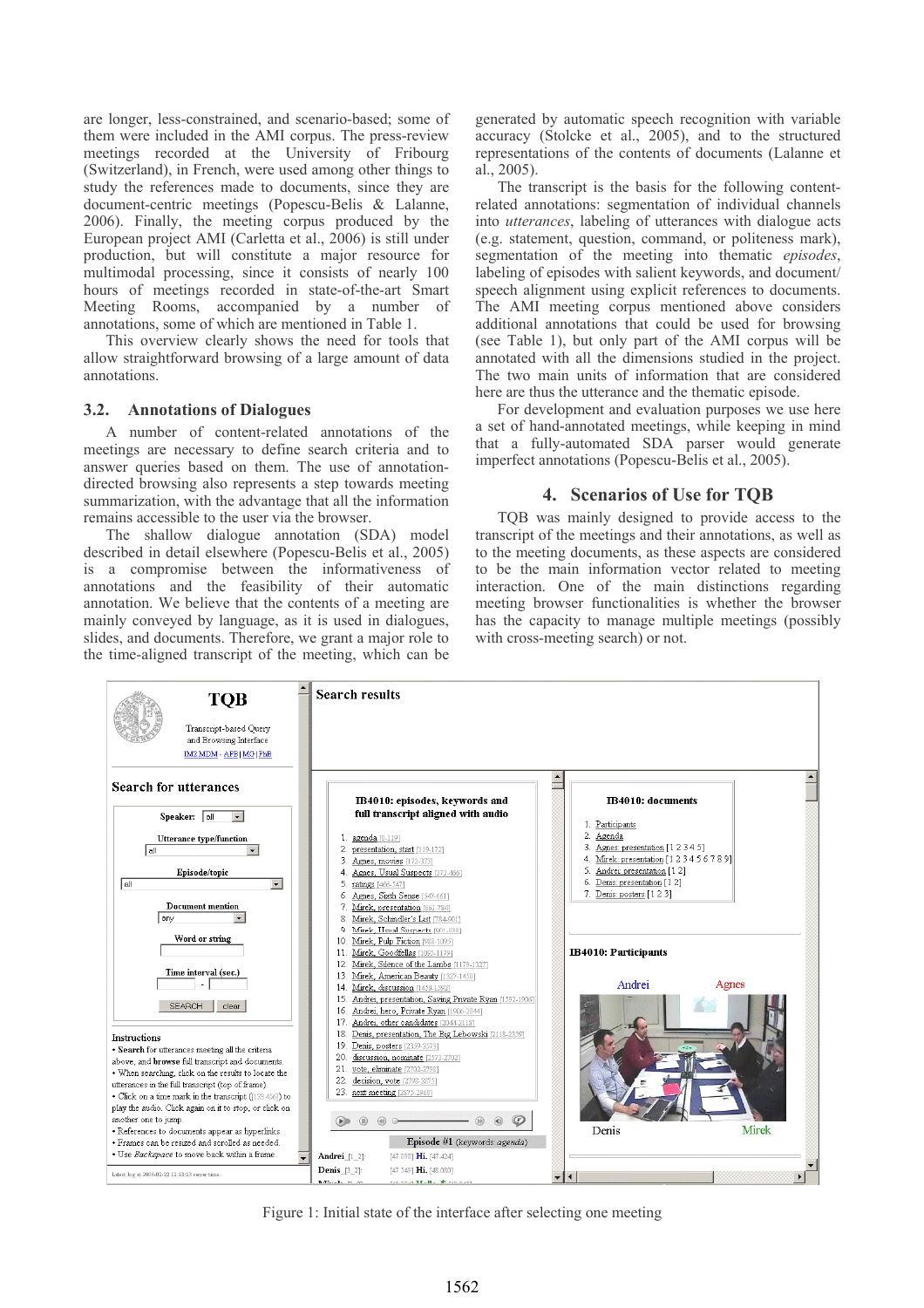are longer, less-constrained, and scenario-based; some of them were included in the AMI corpus. The press-review meetings recorded at the University of Fribourg (Switzerland), in French, were used among other things to study the references made to documents, since they are document-centric meetings (Popescu-Belis & Lalanne, 2006). Finally, the meeting corpus produced by the European project AMI (Carletta et al., 2006) is still under production, but will constitute a major resource for multimodal processing, since it consists of nearly 100 hours of meetings recorded in state-of-the-art Smart Meeting Rooms, accompanied by a number of annotations, some of which are mentioned in Table 1.

This overview clearly shows the need for tools that allow straightforward browsing of a large amount of data annotations.

### 3.2. Annotations of Dialogues

A number of content-related annotations of the meetings are necessary to define search criteria and to answer queries based on them. The use of annotation-directed browsing also represents a step towards meeting summarization, with the advantage that all the information remains accessible to the user via the browser.

The shallow dialogue annotation (SDA) model described in detail elsewhere (Popescu-Belis et al., 2005) is a compromise between the informativeness of annotations and the feasibility of their automatic annotation. We believe that the contents of a meeting are mainly conveyed by language, as it is used in dialogues, slides, and documents. Therefore, we grant a major role to the time-aligned transcript of the meeting, which can be generated by automatic speech recognition with variable accuracy (Stolcke et al., 2005), and to the structured representations of the contents of documents (Lalanne et al., 2005).

The transcript is the basis for the following content-related annotations: segmentation of individual channels into *utterances*, labeling of utterances with dialogue acts (e.g. statement, question, command, or politeness mark), segmentation of the meeting into thematic *episodes*, labeling of episodes with salient keywords, and document/speech alignment using explicit references to documents. The AMI meeting corpus mentioned above considers additional annotations that could be used for browsing (see Table 1), but only part of the AMI corpus will be annotated with all the dimensions studied in the project. The two main units of information that are considered here are thus the utterance and the thematic episode.

For development and evaluation purposes we use here a set of hand-annotated meetings, while keeping in mind that a fully-automated SDA parser would generate imperfect annotations (Popescu-Belis et al., 2005).

## 4. Scenarios of Use for TQB

TQB was mainly designed to provide access to the transcript of the meetings and their annotations, as well as to the meeting documents, as these aspects are considered to be the main information vector related to meeting interaction. One of the main distinctions regarding meeting browser functionalities is whether the browser has the capacity to manage multiple meetings (possibly with cross-meeting search) or not.

Figure 1: Initial state of the interface after selecting one meeting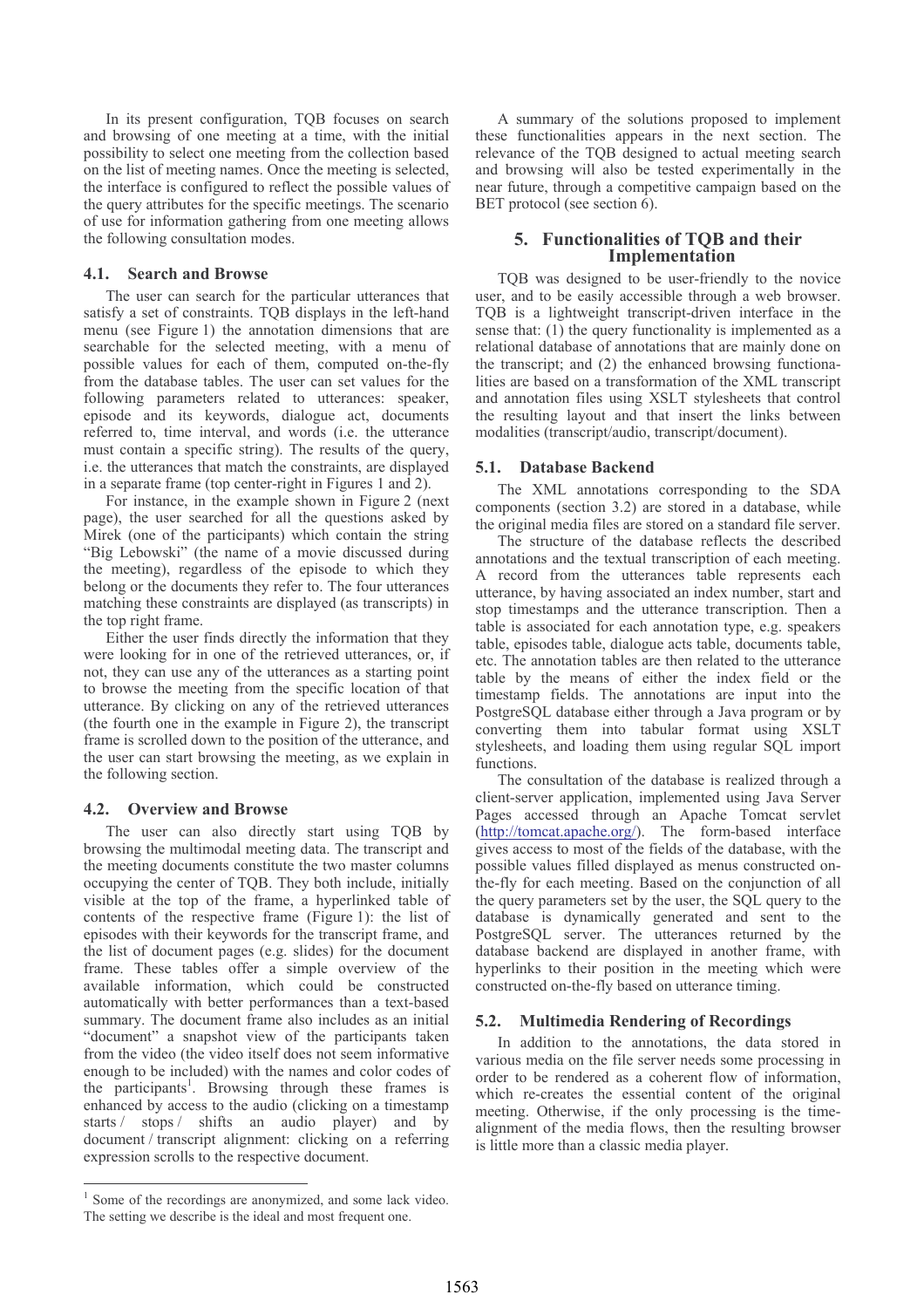In its present configuration, TQB focuses on search and browsing of one meeting at a time, with the initial possibility to select one meeting from the collection based on the list of meeting names. Once the meeting is selected, the interface is configured to reflect the possible values of the query attributes for the specific meetings. The scenario of use for information gathering from one meeting allows the following consultation modes.

### 4.1. Search and Browse

The user can search for the particular utterances that satisfy a set of constraints. TQB displays in the left-hand menu (see Figure 1) the annotation dimensions that are searchable for the selected meeting, with a menu of possible values for each of them, computed on-the-fly from the database tables. The user can set values for the following parameters related to utterances: speaker, episode and its keywords, dialogue act, documents referred to, time interval, and words (i.e. the utterance must contain a specific string). The results of the query, i.e. the utterances that match the constraints, are displayed in a separate frame (top center-right in Figures 1 and 2).

For instance, in the example shown in Figure 2 (next page), the user searched for all the questions asked by Mirek (one of the participants) which contain the string "Big Lebowski" (the name of a movie discussed during the meeting), regardless of the episode to which they belong or the documents they refer to. The four utterances matching these constraints are displayed (as transcripts) in the top right frame.

Either the user finds directly the information that they were looking for in one of the retrieved utterances, or, if not, they can use any of the utterances as a starting point to browse the meeting from the specific location of that utterance. By clicking on any of the retrieved utterances (the fourth one in the example in Figure 2), the transcript frame is scrolled down to the position of the utterance, and the user can start browsing the meeting, as we explain in the following section.

### 4.2. Overview and Browse

The user can also directly start using TQB by browsing the multimodal meeting data. The transcript and the meeting documents constitute the two master columns occupying the center of TQB. They both include, initially visible at the top of the frame, a hyperlinked table of contents of the respective frame (Figure 1): the list of episodes with their keywords for the transcript frame, and the list of document pages (e.g. slides) for the document frame. These tables offer a simple overview of the available information, which could be constructed automatically with better performances than a text-based summary. The document frame also includes as an initial "document" a snapshot view of the participants taken from the video (the video itself does not seem informative enough to be included) with the names and color codes of the participants[1]. Browsing through these frames is enhanced by access to the audio (clicking on a timestamp starts / stops / shifts an audio player) and by document / transcript alignment: clicking on a referring expression scrolls to the respective document.

[1] Some of the recordings are anonymized, and some lack video. The setting we describe is the ideal and most frequent one.

A summary of the solutions proposed to implement these functionalities appears in the next section. The relevance of the TQB designed to actual meeting search and browsing will also be tested experimentally in the near future, through a competitive campaign based on the BET protocol (see section 6).

## 5. Functionalities of TQB and their Implementation

TQB was designed to be user-friendly to the novice user, and to be easily accessible through a web browser. TQB is a lightweight transcript-driven interface in the sense that: (1) the query functionality is implemented as a relational database of annotations that are mainly done on the transcript; and (2) the enhanced browsing functionalities are based on a transformation of the XML transcript and annotation files using XSLT stylesheets that control the resulting layout and that insert the links between modalities (transcript/audio, transcript/document).

### 5.1. Database Backend

The XML annotations corresponding to the SDA components (section 3.2) are stored in a database, while the original media files are stored on a standard file server.

The structure of the database reflects the described annotations and the textual transcription of each meeting. A record from the utterances table represents each utterance, by having associated an index number, start and stop timestamps and the utterance transcription. Then a table is associated for each annotation type, e.g. speakers table, episodes table, dialogue acts table, documents table, etc. The annotation tables are then related to the utterance table by the means of either the index field or the timestamp fields. The annotations are input into the PostgreSQL database either through a Java program or by converting them into tabular format using XSLT stylesheets, and loading them using regular SQL import functions.

The consultation of the database is realized through a client-server application, implemented using Java Server Pages accessed through an Apache Tomcat servlet (http://tomcat.apache.org/). The form-based interface gives access to most of the fields of the database, with the possible values filled displayed as menus constructed on-the-fly for each meeting. Based on the conjunction of all the query parameters set by the user, the SQL query to the database is dynamically generated and sent to the PostgreSQL server. The utterances returned by the database backend are displayed in another frame, with hyperlinks to their position in the meeting which were constructed on-the-fly based on utterance timing.

### 5.2. Multimedia Rendering of Recordings

In addition to the annotations, the data stored in various media on the file server needs some processing in order to be rendered as a coherent flow of information, which re-creates the essential content of the original meeting. Otherwise, if the only processing is the time-alignment of the media flows, then the resulting browser is little more than a classic media player.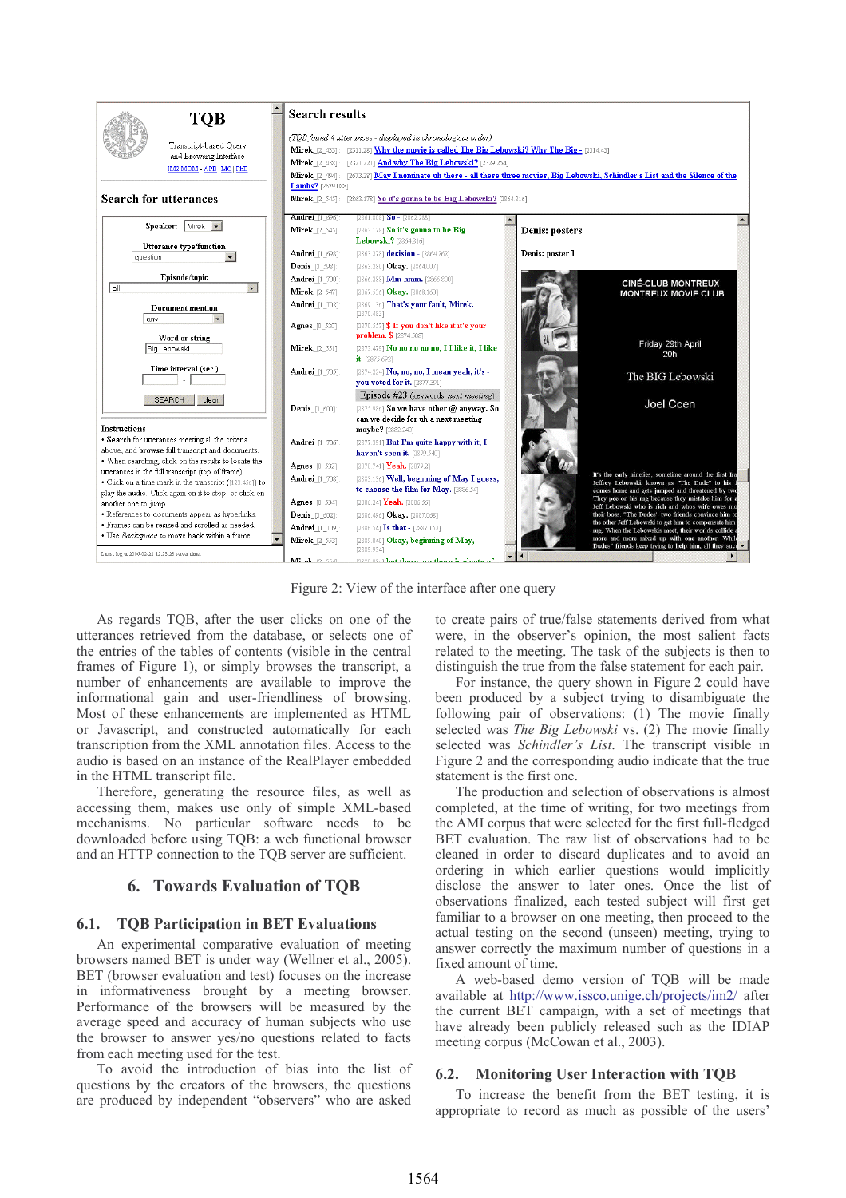Figure 2: View of the interface after one query

As regards TQB, after the user clicks on one of the utterances retrieved from the database, or selects one of the entries of the tables of contents (visible in the central frames of Figure 1), or simply browses the transcript, a number of enhancements are available to improve the informational gain and user-friendliness of browsing. Most of these enhancements are implemented as HTML or Javascript, and constructed automatically for each transcription from the XML annotation files. Access to the audio is based on an instance of the RealPlayer embedded in the HTML transcript file.

Therefore, generating the resource files, as well as accessing them, makes use only of simple XML-based mechanisms. No particular software needs to be downloaded before using TQB: a web functional browser and an HTTP connection to the TQB server are sufficient.

## 6. Towards Evaluation of TQB

### 6.1. TQB Participation in BET Evaluations

An experimental comparative evaluation of meeting browsers named BET is under way (Wellner et al., 2005). BET (browser evaluation and test) focuses on the increase in informativeness brought by a meeting browser. Performance of the browsers will be measured by the average speed and accuracy of human subjects who use the browser to answer yes/no questions related to facts from each meeting used for the test.

To avoid the introduction of bias into the list of questions by the creators of the browsers, the questions are produced by independent "observers" who are asked to create pairs of true/false statements derived from what were, in the observer's opinion, the most salient facts related to the meeting. The task of the subjects is then to distinguish the true from the false statement for each pair.

For instance, the query shown in Figure 2 could have been produced by a subject trying to disambiguate the following pair of observations: (1) The movie finally selected was *The Big Lebowski* vs. (2) The movie finally selected was *Schindler's List*. The transcript visible in Figure 2 and the corresponding audio indicate that the true statement is the first one.

The production and selection of observations is almost completed, at the time of writing, for two meetings from the AMI corpus that were selected for the first full-fledged BET evaluation. The raw list of observations had to be cleaned in order to discard duplicates and to avoid an ordering in which earlier questions would implicitly disclose the answer to later ones. Once the list of observations finalized, each tested subject will first get familiar to a browser on one meeting, then proceed to the actual testing on the second (unseen) meeting, trying to answer correctly the maximum number of questions in a fixed amount of time.

A web-based demo version of TQB will be made available at http://www.issco.unige.ch/projects/im2/ after the current BET campaign, with a set of meetings that have already been publicly released such as the IDIAP meeting corpus (McCowan et al., 2003).

### 6.2. Monitoring User Interaction with TQB

To increase the benefit from the BET testing, it is appropriate to record as much as possible of the users'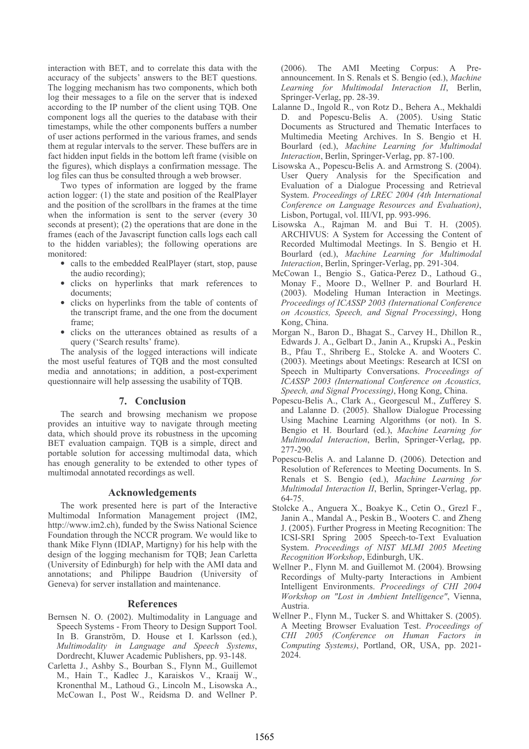interaction with BET, and to correlate this data with the accuracy of the subjects' answers to the BET questions. The logging mechanism has two components, which both log their messages to a file on the server that is indexed according to the IP number of the client using TQB. One component logs all the queries to the database with their timestamps, while the other components buffers a number of user actions performed in the various frames, and sends them at regular intervals to the server. These buffers are in fact hidden input fields in the bottom left frame (visible on the figures), which displays a confirmation message. The log files can thus be consulted through a web browser.

Two types of information are logged by the frame action logger: (1) the state and position of the RealPlayer and the position of the scrollbars in the frames at the time when the information is sent to the server (every 30 seconds at present); (2) the operations that are done in the frames (each of the Javascript function calls logs each call to the hidden variables); the following operations are monitored:

- calls to the embedded RealPlayer (start, stop, pause the audio recording);
- clicks on hyperlinks that mark references to documents;
- clicks on hyperlinks from the table of contents of the transcript frame, and the one from the document frame;
- clicks on the utterances obtained as results of a query ('Search results' frame).

The analysis of the logged interactions will indicate the most useful features of TQB and the most consulted media and annotations; in addition, a post-experiment questionnaire will help assessing the usability of TQB.

## 7. Conclusion

The search and browsing mechanism we propose provides an intuitive way to navigate through meeting data, which should prove its robustness in the upcoming BET evaluation campaign. TQB is a simple, direct and portable solution for accessing multimodal data, which has enough generality to be extended to other types of multimodal annotated recordings as well.

## Acknowledgements

The work presented here is part of the Interactive Multimodal Information Management project (IM2, http://www.im2.ch), funded by the Swiss National Science Foundation through the NCCR program. We would like to thank Mike Flynn (IDIAP, Martigny) for his help with the design of the logging mechanism for TQB; Jean Carletta (University of Edinburgh) for help with the AMI data and annotations; and Philippe Baudrion (University of Geneva) for server installation and maintenance.

## References

Bernsen N. O. (2002). Multimodality in Language and Speech Systems - From Theory to Design Support Tool. In B. Granström, D. House et I. Karlsson (ed.), *Multimodality in Language and Speech Systems*, Dordrecht, Kluwer Academic Publishers, pp. 93-148.

Carletta J., Ashby S., Bourban S., Flynn M., Guillemot M., Hain T., Kadlec J., Karaiskos V., Kraaij W., Kronenthal M., Lathoud G., Lincoln M., Lisowska A., McCowan I., Post W., Reidsma D. and Wellner P. (2006). The AMI Meeting Corpus: A Pre-announcement. In S. Renals et S. Bengio (ed.), *Machine Learning for Multimodal Interaction II*, Berlin, Springer-Verlag, pp. 28-39.

Lalanne D., Ingold R., von Rotz D., Behera A., Mekhaldi D. and Popescu-Belis A. (2005). Using Static Documents as Structured and Thematic Interfaces to Multimedia Meeting Archives. In S. Bengio et H. Bourlard (ed.), *Machine Learning for Multimodal Interaction*, Berlin, Springer-Verlag, pp. 87-100.

Lisowska A., Popescu-Belis A. and Armstrong S. (2004). User Query Analysis for the Specification and Evaluation of a Dialogue Processing and Retrieval System. *Proceedings of LREC 2004 (4th International Conference on Language Resources and Evaluation)*, Lisbon, Portugal, vol. III/VI, pp. 993-996.

Lisowska A., Rajman M. and Bui T. H. (2005). ARCHIVUS: A System for Accessing the Content of Recorded Multimodal Meetings. In S. Bengio et H. Bourlard (ed.), *Machine Learning for Multimodal Interaction*, Berlin, Springer-Verlag, pp. 291-304.

McCowan I., Bengio S., Gatica-Perez D., Lathoud G., Monay F., Moore D., Wellner P. and Bourlard H. (2003). Modeling Human Interaction in Meetings. *Proceedings of ICASSP 2003 (International Conference on Acoustics, Speech, and Signal Processing)*, Hong Kong, China.

Morgan N., Baron D., Bhagat S., Carvey H., Dhillon R., Edwards J. A., Gelbart D., Janin A., Krupski A., Peskin B., Pfau T., Shriberg E., Stolcke A. and Wooters C. (2003). Meetings about Meetings: Research at ICSI on Speech in Multiparty Conversations. *Proceedings of ICASSP 2003 (International Conference on Acoustics, Speech, and Signal Processing)*, Hong Kong, China.

Popescu-Belis A., Clark A., Georgescul M., Zufferey S. and Lalanne D. (2005). Shallow Dialogue Processing Using Machine Learning Algorithms (or not). In S. Bengio et H. Bourlard (ed.), *Machine Learning for Multimodal Interaction*, Berlin, Springer-Verlag, pp. 277-290.

Popescu-Belis A. and Lalanne D. (2006). Detection and Resolution of References to Meeting Documents. In S. Renals et S. Bengio (ed.), *Machine Learning for Multimodal Interaction II*, Berlin, Springer-Verlag, pp. 64-75.

Stolcke A., Anguera X., Boakye K., Cetin O., Grezl F., Janin A., Mandal A., Peskin B., Wooters C. and Zheng J. (2005). Further Progress in Meeting Recognition: The ICSI-SRI Spring 2005 Speech-to-Text Evaluation System. *Proceedings of NIST MLMI 2005 Meeting Recognition Workshop*, Edinburgh, UK.

Wellner P., Flynn M. and Guillemot M. (2004). Browsing Recordings of Multy-party Interactions in Ambient Intelligent Environments. *Proceedings of CHI 2004 Workshop on "Lost in Ambient Intelligence"*, Vienna, Austria.

Wellner P., Flynn M., Tucker S. and Whittaker S. (2005). A Meeting Browser Evaluation Test. *Proceedings of CHI 2005 (Conference on Human Factors in Computing Systems)*, Portland, OR, USA, pp. 2021-2024.